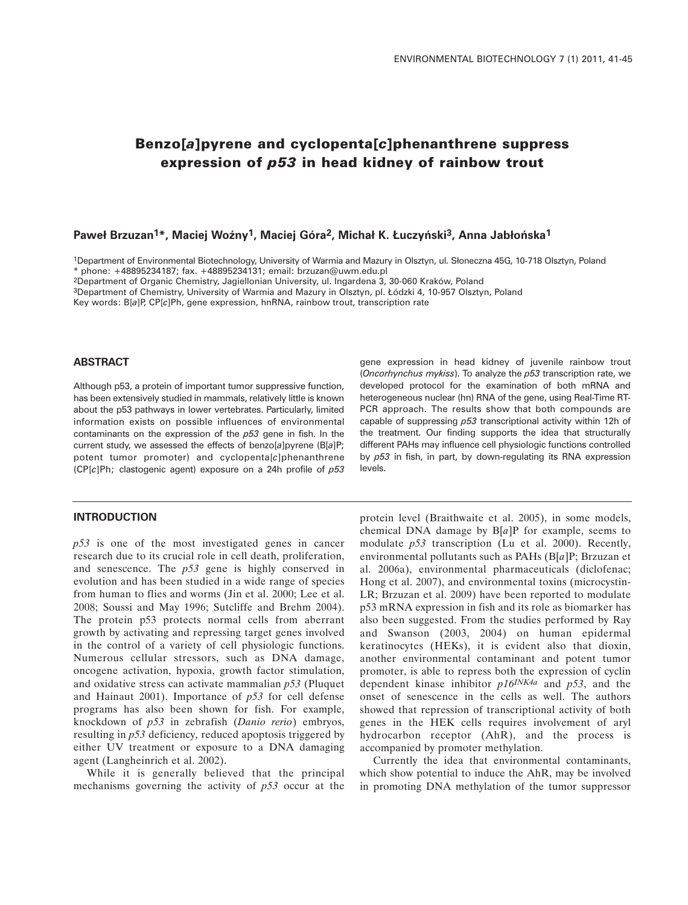# Benzo[*a*]pyrene and cyclopenta[*c*]phenanthrene suppress expression of *p53* in head kidney of rainbow trout

**Paweł Brzuzan[1]*, Maciej Woźny[1], Maciej Góra[2], Michał K. Łuczyński[3], Anna Jabłońska[1]**

[1]Department of Environmental Biotechnology, University of Warmia and Mazury in Olsztyn, ul. Słoneczna 45G, 10-718 Olsztyn, Poland
* phone: +48895234187; fax. +48895234131; email: brzuzan@uwm.edu.pl
[2]Department of Organic Chemistry, Jagiellonian University, ul. Ingardena 3, 30-060 Kraków, Poland
[3]Department of Chemistry, University of Warmia and Mazury in Olsztyn, pl. Łódzki 4, 10-957 Olsztyn, Poland
Key words: B[*a*]P, CP[*c*]Ph, gene expression, hnRNA, rainbow trout, transcription rate

## ABSTRACT

Although p53, a protein of important tumor suppressive function, has been extensively studied in mammals, relatively little is known about the p53 pathways in lower vertebrates. Particularly, limited information exists on possible influences of environmental contaminants on the expression of the *p53* gene in fish. In the current study, we assessed the effects of benzo[*a*]pyrene (B[*a*]P; potent tumor promoter) and cyclopenta[*c*]phenanthrene (CP[*c*]Ph; clastogenic agent) exposure on a 24h profile of *p53* gene expression in head kidney of juvenile rainbow trout (*Oncorhynchus mykiss*). To analyze the *p53* transcription rate, we developed protocol for the examination of both mRNA and heterogeneous nuclear (hn) RNA of the gene, using Real-Time RT-PCR approach. The results show that both compounds are capable of suppressing *p53* transcriptional activity within 12h of the treatment. Our finding supports the idea that structurally different PAHs may influence cell physiologic functions controlled by *p53* in fish, in part, by down-regulating its RNA expression levels.

## INTRODUCTION

*p53* is one of the most investigated genes in cancer research due to its crucial role in cell death, proliferation, and senescence. The *p53* gene is highly conserved in evolution and has been studied in a wide range of species from human to flies and worms (Jin et al. 2000; Lee et al. 2008; Soussi and May 1996; Sutcliffe and Brehm 2004). The protein p53 protects normal cells from aberrant growth by activating and repressing target genes involved in the control of a variety of cell physiologic functions. Numerous cellular stressors, such as DNA damage, oncogene activation, hypoxia, growth factor stimulation, and oxidative stress can activate mammalian *p53* (Pluquet and Hainaut 2001). Importance of *p53* for cell defense programs has also been shown for fish. For example, knockdown of *p53* in zebrafish (*Danio rerio*) embryos, resulting in *p53* deficiency, reduced apoptosis triggered by either UV treatment or exposure to a DNA damaging agent (Langheinrich et al. 2002).

While it is generally believed that the principal mechanisms governing the activity of *p53* occur at the protein level (Braithwaite et al. 2005), in some models, chemical DNA damage by B[*a*]P for example, seems to modulate *p53* transcription (Lu et al. 2000). Recently, environmental pollutants such as PAHs (B[*a*]P; Brzuzan et al. 2006a), environmental pharmaceuticals (diclofenac; Hong et al. 2007), and environmental toxins (microcystin-LR; Brzuzan et al. 2009) have been reported to modulate p53 mRNA expression in fish and its role as biomarker has also been suggested. From the studies performed by Ray and Swanson (2003, 2004) on human epidermal keratinocytes (HEKs), it is evident also that dioxin, another environmental contaminant and potent tumor promoter, is able to repress both the expression of cyclin dependent kinase inhibitor $p16^{INK4a}$ and *p53*, and the onset of senescence in the cells as well. The authors showed that repression of transcriptional activity of both genes in the HEK cells requires involvement of aryl hydrocarbon receptor (AhR), and the process is accompanied by promoter methylation.

Currently the idea that environmental contaminants, which show potential to induce the AhR, may be involved in promoting DNA methylation of the tumor suppressor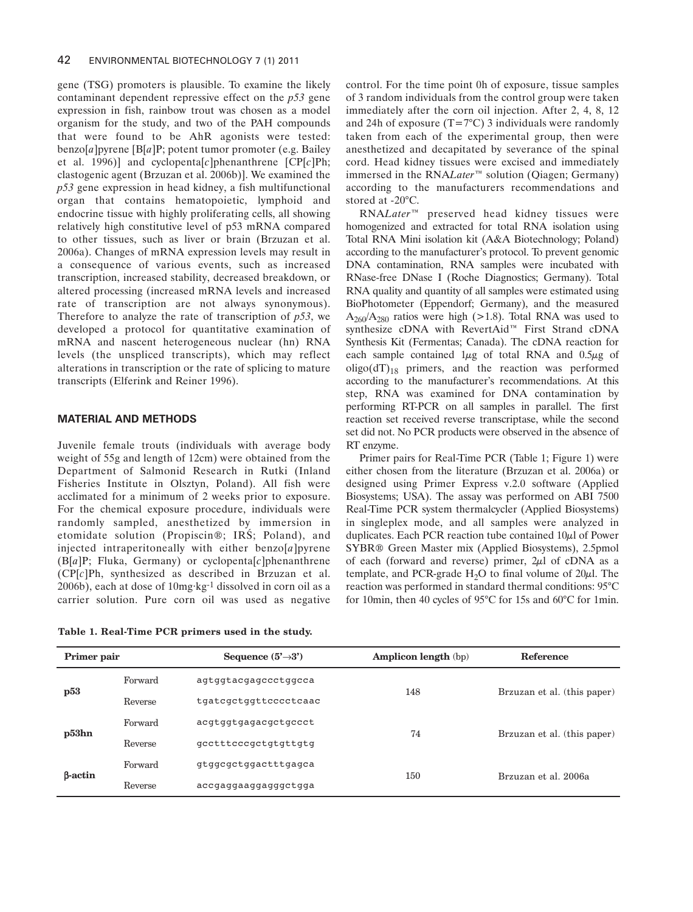gene (TSG) promoters is plausible. To examine the likely contaminant dependent repressive effect on the *p53* gene expression in fish, rainbow trout was chosen as a model organism for the study, and two of the PAH compounds that were found to be AhR agonists were tested: benzo[*a*]pyrene [B[*a*]P; potent tumor promoter (e.g. Bailey et al. 1996)] and cyclopenta[*c*]phenanthrene [CP[*c*]Ph; clastogenic agent (Brzuzan et al. 2006b)]. We examined the *p53* gene expression in head kidney, a fish multifunctional organ that contains hematopoietic, lymphoid and endocrine tissue with highly proliferating cells, all showing relatively high constitutive level of p53 mRNA compared to other tissues, such as liver or brain (Brzuzan et al. 2006a). Changes of mRNA expression levels may result in a consequence of various events, such as increased transcription, increased stability, decreased breakdown, or altered processing (increased mRNA levels and increased rate of transcription are not always synonymous). Therefore to analyze the rate of transcription of *p53*, we developed a protocol for quantitative examination of mRNA and nascent heterogeneous nuclear (hn) RNA levels (the unspliced transcripts), which may reflect alterations in transcription or the rate of splicing to mature transcripts (Elferink and Reiner 1996).

## MATERIAL AND METHODS

Juvenile female trouts (individuals with average body weight of 55g and length of 12cm) were obtained from the Department of Salmonid Research in Rutki (Inland Fisheries Institute in Olsztyn, Poland). All fish were acclimated for a minimum of 2 weeks prior to exposure. For the chemical exposure procedure, individuals were randomly sampled, anesthetized by immersion in etomidate solution (Propiscin®; IRŚ; Poland), and injected intraperitoneally with either benzo[*a*]pyrene (B[*a*]P; Fluka, Germany) or cyclopenta[*c*]phenanthrene (CP[*c*]Ph, synthesized as described in Brzuzan et al. 2006b), each at dose of $10 mg \cdot kg^{-1}$ dissolved in corn oil as a carrier solution. Pure corn oil was used as negative control. For the time point 0h of exposure, tissue samples of 3 random individuals from the control group were taken immediately after the corn oil injection. After 2, 4, 8, 12 and 24h of exposure (T=7°C) 3 individuals were randomly taken from each of the experimental group, then were anesthetized and decapitated by severance of the spinal cord. Head kidney tissues were excised and immediately immersed in the RNA*Later*™ solution (Qiagen; Germany) according to the manufacturers recommendations and stored at -20°C.

RNA*Later*™ preserved head kidney tissues were homogenized and extracted for total RNA isolation using Total RNA Mini isolation kit (A&A Biotechnology; Poland) according to the manufacturer's protocol. To prevent genomic DNA contamination, RNA samples were incubated with RNase-free DNase I (Roche Diagnostics; Germany). Total RNA quality and quantity of all samples were estimated using BioPhotometer (Eppendorf; Germany), and the measured $A_{260}/A_{280}$ ratios were high (>1.8). Total RNA was used to synthesize cDNA with RevertAid™ First Strand cDNA Synthesis Kit (Fermentas; Canada). The cDNA reaction for each sample contained 1μg of total RNA and 0.5μg of oligo$(dT)_{18}$ primers, and the reaction was performed according to the manufacturer's recommendations. At this step, RNA was examined for DNA contamination by performing RT-PCR on all samples in parallel. The first reaction set received reverse transcriptase, while the second set did not. No PCR products were observed in the absence of RT enzyme.

Primer pairs for Real-Time PCR (Table 1; Figure 1) were either chosen from the literature (Brzuzan et al. 2006a) or designed using Primer Express v.2.0 software (Applied Biosystems; USA). The assay was performed on ABI 7500 Real-Time PCR system thermalcycler (Applied Biosystems) in singleplex mode, and all samples were analyzed in duplicates. Each PCR reaction tube contained 10μl of Power SYBR® Green Master mix (Applied Biosystems), 2.5pmol of each (forward and reverse) primer, 2μl of cDNA as a template, and PCR-grade $H_2O$ to final volume of 20μl. The reaction was performed in standard thermal conditions: 95°C for 10min, then 40 cycles of 95°C for 15s and 60°C for 1min.

**Table 1. Real-Time PCR primers used in the study.**

| Primer pair | | Sequence (5'→3') | Amplicon length (bp) | Reference |
|---|---|---|---|---|
| p53 | Forward | agtggtacgagccctggcca | 148 | Brzuzan et al. (this paper) |
| | Reverse | tgatcgctggttcccctcaac | | |
| p53hn | Forward | acgtggtgagacgctgccct | 74 | Brzuzan et al. (this paper) |
| | Reverse | gcctttcccgctgtgttgtg | | |
| β-actin | Forward | gtggcgctggactttgagca | 150 | Brzuzan et al. 2006a |
| | Reverse | accgaggaaggagggctgga | | |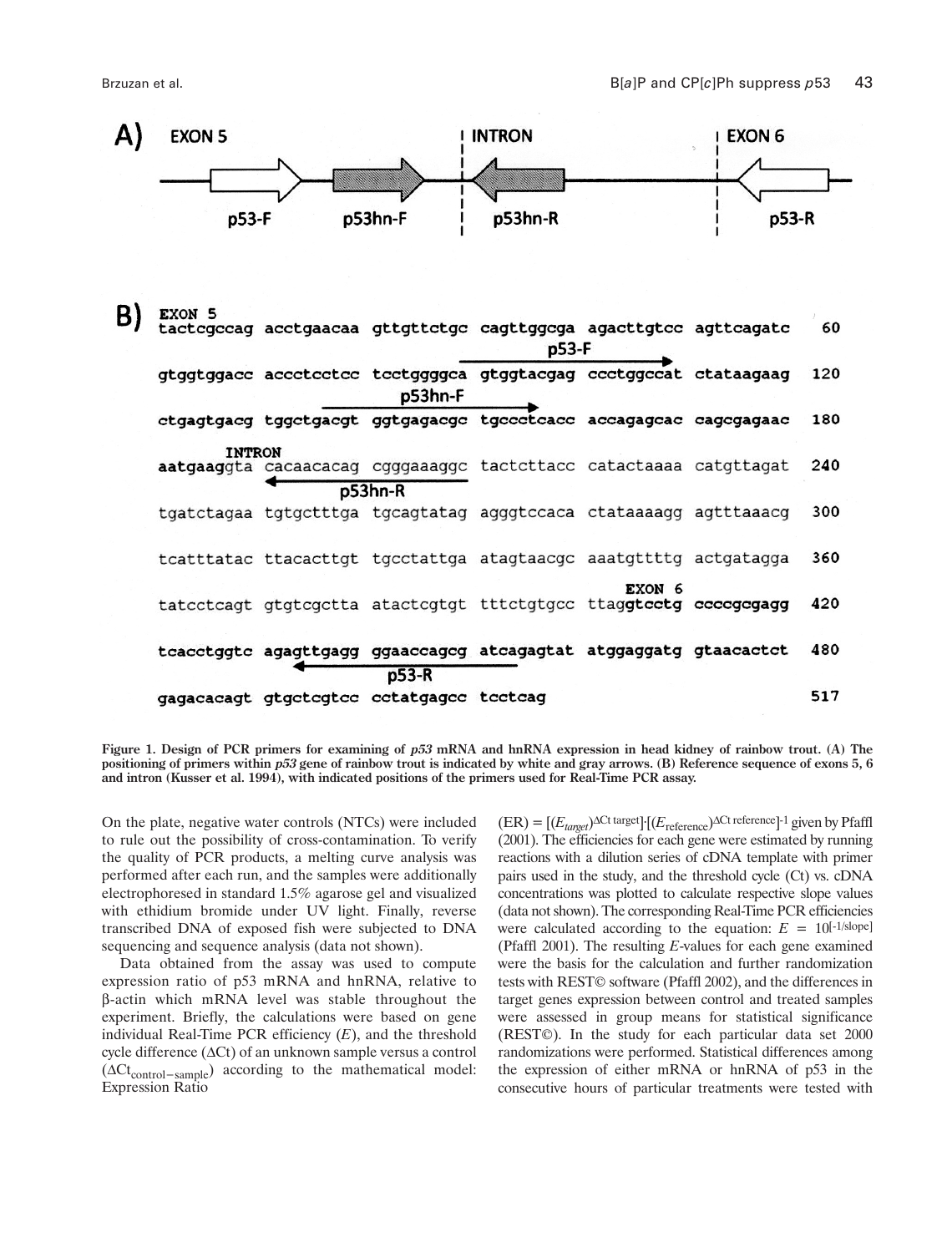**A)**

EXON 5 | INTRON | EXON 6

p53-F — p53hn-F — p53hn-R — p53-R

**B)**

```
EXON 5
tactcgccag acctgaacaa gttgttctgc cagttggcga agacttgtcc agttcagatc   60
                                             p53-F
gtggtggacc accctcctcc tcctggggca gtggtacgag ccctggccat ctataagaag  120
                                   p53hn-F
ctgagtgacg tggctgacgt ggtgagacgc tgccctcacc accagagcac cagcgagaac  180
INTRON
aatgaaggta cacaacacag cgggaaaggc tactcttacc catactaaaa catgttagat  240
                 p53hn-R
tgatctagaa tgtgctttga tgcagtatag agggtccaca ctataaaagg agtttaaacg  300

tcatttatac ttacacttgt tgcctattga atagtaacgc aaatgttttg actgatagga  360
                                                   EXON 6
tatcctcagt gtgtcgctta atactcgtgt tttctgtgcc ttaggtcctg ccccgcgagg  420

tcacctggtc agagttgagg ggaaccagcg atcagagtat atggaggatg gtaacactct  480
                          p53-R
gagacacagt gtgctcgtcc cctatgagcc tcctcag                           517
```

**Figure 1. Design of PCR primers for examining of *p53* mRNA and hnRNA expression in head kidney of rainbow trout. (A) The positioning of primers within *p53* gene of rainbow trout is indicated by white and gray arrows. (B) Reference sequence of exons 5, 6 and intron (Kusser et al. 1994), with indicated positions of the primers used for Real-Time PCR assay.**

On the plate, negative water controls (NTCs) were included to rule out the possibility of cross-contamination. To verify the quality of PCR products, a melting curve analysis was performed after each run, and the samples were additionally electrophoresed in standard 1.5% agarose gel and visualized with ethidium bromide under UV light. Finally, reverse transcribed DNA of exposed fish were subjected to DNA sequencing and sequence analysis (data not shown).

Data obtained from the assay was used to compute expression ratio of p53 mRNA and hnRNA, relative to β-actin which mRNA level was stable throughout the experiment. Briefly, the calculations were based on gene individual Real-Time PCR efficiency ($E$), and the threshold cycle difference ($\Delta$Ct) of an unknown sample versus a control ($\Delta Ct_{control-sample}$) according to the mathematical model: Expression Ratio (ER) = $[(E_{target})^{\Delta Ct\ target}] \cdot [(E_{reference})^{\Delta Ct\ reference}]^{-1}$ given by Pfaffl (2001). The efficiencies for each gene were estimated by running reactions with a dilution series of cDNA template with primer pairs used in the study, and the threshold cycle (Ct) vs. cDNA concentrations was plotted to calculate respective slope values (data not shown). The corresponding Real-Time PCR efficiencies were calculated according to the equation: $E = 10^{[-1/slope]}$ (Pfaffl 2001). The resulting $E$-values for each gene examined were the basis for the calculation and further randomization tests with REST© software (Pfaffl 2002), and the differences in target genes expression between control and treated samples were assessed in group means for statistical significance (REST©). In the study for each particular data set 2000 randomizations were performed. Statistical differences among the expression of either mRNA or hnRNA of p53 in the consecutive hours of particular treatments were tested with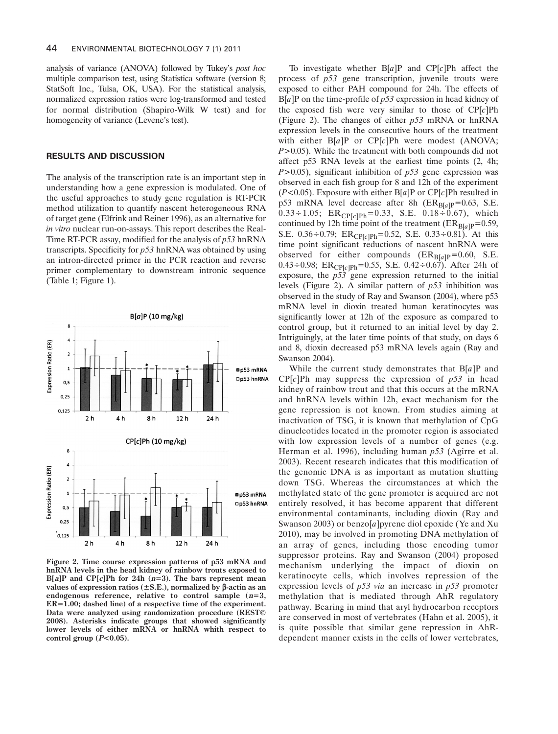analysis of variance (ANOVA) followed by Tukey's *post hoc* multiple comparison test, using Statistica software (version 8; StatSoft Inc., Tulsa, OK, USA). For the statistical analysis, normalized expression ratios were log-transformed and tested for normal distribution (Shapiro-Wilk W test) and for homogeneity of variance (Levene's test).

## RESULTS AND DISCUSSION

The analysis of the transcription rate is an important step in understanding how a gene expression is modulated. One of the useful approaches to study gene regulation is RT-PCR method utilization to quantify nascent heterogeneous RNA of target gene (Elfrink and Reiner 1996), as an alternative for *in vitro* nuclear run-on-assays. This report describes the Real-Time RT-PCR assay, modified for the analysis of *p53* hnRNA transcripts. Specificity for *p53* hnRNA was obtained by using an intron-directed primer in the PCR reaction and reverse primer complementary to downstream intronic sequence (Table 1; Figure 1).

**Figure 2. Time course expression patterns of p53 mRNA and hnRNA levels in the head kidney of rainbow trouts exposed to B[*a*]P and CP[*c*]Ph for 24h (*n*=3). The bars represent mean values of expression ratios (±S.E.), normalized by β-actin as an endogenous reference, relative to control sample (*n*=3, ER=1.00; dashed line) of a respective time of the experiment. Data were analyzed using randomization procedure (REST© 2008). Asterisks indicate groups that showed significantly lower levels of either mRNA or hnRNA whith respect to control group (*P*<0.05).**

To investigate whether B[*a*]P and CP[*c*]Ph affect the process of *p53* gene transcription, juvenile trouts were exposed to either PAH compound for 24h. The effects of B[*a*]P on the time-profile of *p53* expression in head kidney of the exposed fish were very similar to those of CP[*c*]Ph (Figure 2). The changes of either *p53* mRNA or hnRNA expression levels in the consecutive hours of the treatment with either B[*a*]P or CP[*c*]Ph were modest (ANOVA; $P>0.05$). While the treatment with both compounds did not affect p53 RNA levels at the earliest time points (2, 4h; $P>0.05$), significant inhibition of *p53* gene expression was observed in each fish group for 8 and 12h of the experiment ($P<0.05$). Exposure with either B[*a*]P or CP[*c*]Ph resulted in p53 mRNA level decrease after 8h ($ER_{B[a]P}=0.63$, S.E. $0.33\div1.05$; $ER_{CP[c]Ph}=0.33$, S.E. $0.18\div0.67$), which continued by 12h time point of the treatment ($ER_{B[a]P}=0.59$, S.E. $0.36\div0.79$; $ER_{CP[c]Ph}=0.52$, S.E. $0.33\div0.81$). At this time point significant reductions of nascent hnRNA were observed for either compounds ($ER_{B[a]P}=0.60$, S.E. $0.43\div0.98$; $ER_{CP[c]Ph}=0.55$, S.E. $0.42\div0.67$). After 24h of exposure, the *p53* gene expression returned to the initial levels (Figure 2). A similar pattern of *p53* inhibition was observed in the study of Ray and Swanson (2004), where p53 mRNA level in dioxin treated human keratinocytes was significantly lower at 12h of the exposure as compared to control group, but it returned to an initial level by day 2. Intriguingly, at the later time points of that study, on days 6 and 8, dioxin decreased p53 mRNA levels again (Ray and Swanson 2004).

While the current study demonstrates that B[*a*]P and CP[*c*]Ph may suppress the expression of *p53* in head kidney of rainbow trout and that this occurs at the mRNA and hnRNA levels within 12h, exact mechanism for the gene repression is not known. From studies aiming at inactivation of TSG, it is known that methylation of CpG dinucleotides located in the promoter region is associated with low expression levels of a number of genes (e.g. Herman et al. 1996), including human *p53* (Agirre et al. 2003). Recent research indicates that this modification of the genomic DNA is as important as mutation shutting down TSG. Whereas the circumstances at which the methylated state of the gene promoter is acquired are not entirely resolved, it has become apparent that different environmental contaminants, including dioxin (Ray and Swanson 2003) or benzo[*a*]pyrene diol epoxide (Ye and Xu 2010), may be involved in promoting DNA methylation of an array of genes, including those encoding tumor suppressor proteins. Ray and Swanson (2004) proposed mechanism underlying the impact of dioxin on keratinocyte cells, which involves repression of the expression levels of *p53 via* an increase in *p53* promoter methylation that is mediated through AhR regulatory pathway. Bearing in mind that aryl hydrocarbon receptors are conserved in most of vertebrates (Hahn et al. 2005), it is quite possible that similar gene repression in AhR-dependent manner exists in the cells of lower vertebrates,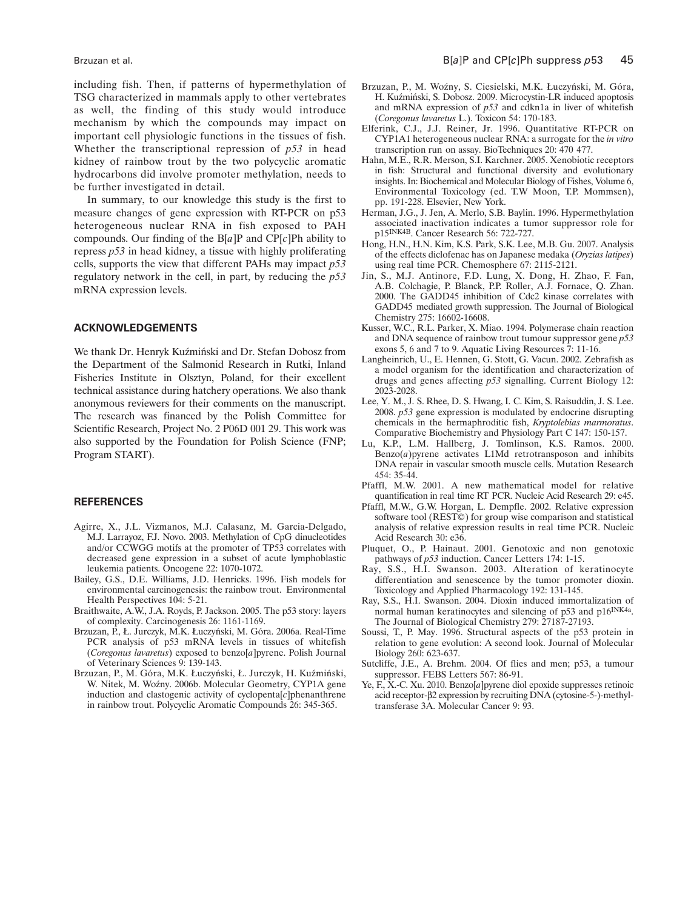including fish. Then, if patterns of hypermethylation of TSG characterized in mammals apply to other vertebrates as well, the finding of this study would introduce mechanism by which the compounds may impact on important cell physiologic functions in the tissues of fish. Whether the transcriptional repression of *p53* in head kidney of rainbow trout by the two polycyclic aromatic hydrocarbons did involve promoter methylation, needs to be further investigated in detail.

In summary, to our knowledge this study is the first to measure changes of gene expression with RT-PCR on p53 heterogeneous nuclear RNA in fish exposed to PAH compounds. Our finding of the B[*a*]P and CP[*c*]Ph ability to repress *p53* in head kidney, a tissue with highly proliferating cells, supports the view that different PAHs may impact *p53* regulatory network in the cell, in part, by reducing the *p53* mRNA expression levels.

## ACKNOWLEDGEMENTS

We thank Dr. Henryk Kuźmiński and Dr. Stefan Dobosz from the Department of the Salmonid Research in Rutki, Inland Fisheries Institute in Olsztyn, Poland, for their excellent technical assistance during hatchery operations. We also thank anonymous reviewers for their comments on the manuscript. The research was financed by the Polish Committee for Scientific Research, Project No. 2 P06D 001 29. This work was also supported by the Foundation for Polish Science (FNP; Program START).

## REFERENCES

Agirre, X., J.L. Vizmanos, M.J. Calasanz, M. Garcia-Delgado, M.J. Larrayoz, F.J. Novo. 2003. Methylation of CpG dinucleotides and/or CCWGG motifs at the promoter of TP53 correlates with decreased gene expression in a subset of acute lymphoblastic leukemia patients. Oncogene 22: 1070-1072.

Bailey, G.S., D.E. Williams, J.D. Henricks. 1996. Fish models for environmental carcinogenesis: the rainbow trout. Environmental Health Perspectives 104: 5-21.

Braithwaite, A.W., J.A. Royds, P. Jackson. 2005. The p53 story: layers of complexity. Carcinogenesis 26: 1161-1169.

Brzuzan, P., Ł. Jurczyk, M.K. Łuczyński, M. Góra. 2006a. Real-Time PCR analysis of p53 mRNA levels in tissues of whitefish (*Coregonus lavaretus*) exposed to benzo[*a*]pyrene. Polish Journal of Veterinary Sciences 9: 139-143.

Brzuzan, P., M. Góra, M.K. Łuczyński, Ł. Jurczyk, H. Kuźmiński, W. Nitek, M. Woźny. 2006b. Molecular Geometry, CYP1A gene induction and clastogenic activity of cyclopenta[*c*]phenanthrene in rainbow trout. Polycyclic Aromatic Compounds 26: 345-365.

Brzuzan, P., M. Woźny, S. Ciesielski, M.K. Łuczyński, M. Góra, H. Kuźmiński, S. Dobosz. 2009. Microcystin-LR induced apoptosis and mRNA expression of *p53* and cdkn1a in liver of whitefish (*Coregonus lavaretus* L.). Toxicon 54: 170-183.

Elferink, C.J., J.J. Reiner, Jr. 1996. Quantitative RT-PCR on CYP1A1 heterogeneous nuclear RNA: a surrogate for the *in vitro* transcription run on assay. BioTechniques 20: 470 477.

Hahn, M.E., R.R. Merson, S.I. Karchner. 2005. Xenobiotic receptors in fish: Structural and functional diversity and evolutionary insights. In: Biochemical and Molecular Biology of Fishes, Volume 6, Environmental Toxicology (ed. T.W Moon, T.P. Mommsen), pp. 191-228. Elsevier, New York.

Herman, J.G., J. Jen, A. Merlo, S.B. Baylin. 1996. Hypermethylation associated inactivation indicates a tumor suppressor role for p15INK4B. Cancer Research 56: 722-727.

Hong, H.N., H.N. Kim, K.S. Park, S.K. Lee, M.B. Gu. 2007. Analysis of the effects diclofenac has on Japanese medaka (*Oryzias latipes*) using real time PCR. Chemosphere 67: 2115-2121.

Jin, S., M.J. Antinore, F.D. Lung, X. Dong, H. Zhao, F. Fan, A.B. Colchagie, P. Blanck, P.P. Roller, A.J. Fornace, Q. Zhan. 2000. The GADD45 inhibition of Cdc2 kinase correlates with GADD45 mediated growth suppression. The Journal of Biological Chemistry 275: 16602-16608.

Kusser, W.C., R.L. Parker, X. Miao. 1994. Polymerase chain reaction and DNA sequence of rainbow trout tumour suppressor gene *p53* exons 5, 6 and 7 to 9. Aquatic Living Resources 7: 11-16.

Langheinrich, U., E. Hennen, G. Stott, G. Vacun. 2002. Zebrafish as a model organism for the identification and characterization of drugs and genes affecting *p53* signalling. Current Biology 12: 2023-2028.

Lee, Y. M., J. S. Rhee, D. S. Hwang, I. C. Kim, S. Raisuddin, J. S. Lee. 2008. *p53* gene expression is modulated by endocrine disrupting chemicals in the hermaphroditic fish, *Kryptolebias marmoratus*. Comparative Biochemistry and Physiology Part C 147: 150-157.

Lu, K.P., L.M. Hallberg, J. Tomlinson, K.S. Ramos. 2000. Benzo(*a*)pyrene activates L1Md retrotransposon and inhibits DNA repair in vascular smooth muscle cells. Mutation Research 454: 35-44.

Pfaffl, M.W. 2001. A new mathematical model for relative quantification in real time RT PCR. Nucleic Acid Research 29: e45.

Pfaffl, M.W., G.W. Horgan, L. Dempfle. 2002. Relative expression software tool (REST©) for group wise comparison and statistical analysis of relative expression results in real time PCR. Nucleic Acid Research 30: e36.

Pluquet, O., P. Hainaut. 2001. Genotoxic and non genotoxic pathways of *p53* induction. Cancer Letters 174: 1-15.

Ray, S.S., H.I. Swanson. 2003. Alteration of keratinocyte differentiation and senescence by the tumor promoter dioxin. Toxicology and Applied Pharmacology 192: 131-145.

Ray, S.S., H.I. Swanson. 2004. Dioxin induced immortalization of normal human keratinocytes and silencing of p53 and p16INK4a. The Journal of Biological Chemistry 279: 27187-27193.

Soussi, T., P. May. 1996. Structural aspects of the p53 protein in relation to gene evolution: A second look. Journal of Molecular Biology 260: 623-637.

Sutcliffe, J.E., A. Brehm. 2004. Of flies and men; p53, a tumour suppressor. FEBS Letters 567: 86-91.

Ye, F., X.-C. Xu. 2010. Benzo[*a*]pyrene diol epoxide suppresses retinoic acid receptor-β2 expression by recruiting DNA (cytosine-5-)-methyltransferase 3A. Molecular Cancer 9: 93.